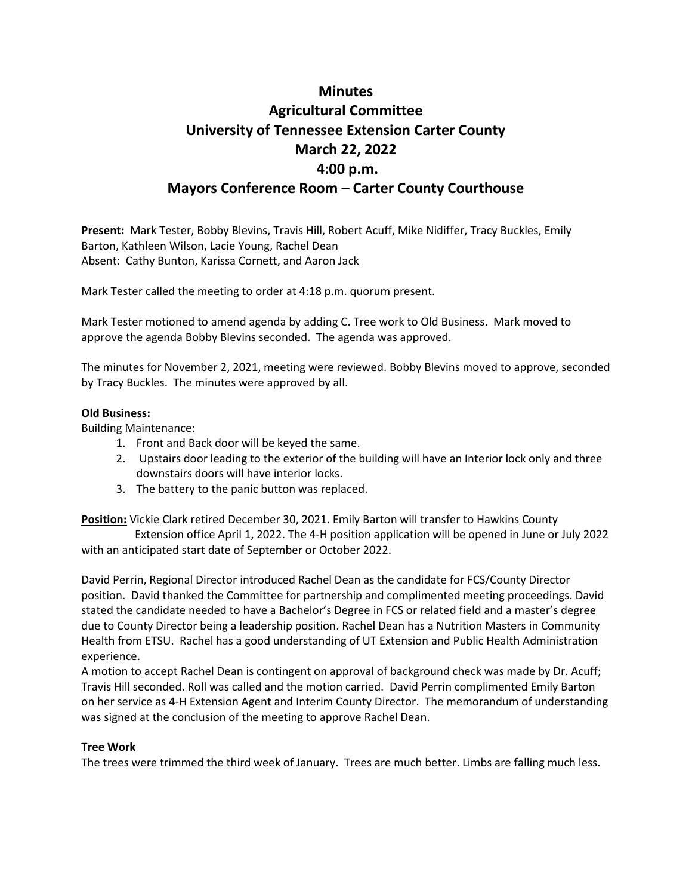# Minutes
# Agricultural Committee
# University of Tennessee Extension Carter County
# March 22, 2022
# 4:00 p.m.
# Mayors Conference Room – Carter County Courthouse

**Present:** Mark Tester, Bobby Blevins, Travis Hill, Robert Acuff, Mike Nidiffer, Tracy Buckles, Emily Barton, Kathleen Wilson, Lacie Young, Rachel Dean
Absent: Cathy Bunton, Karissa Cornett, and Aaron Jack

Mark Tester called the meeting to order at 4:18 p.m. quorum present.

Mark Tester motioned to amend agenda by adding C. Tree work to Old Business. Mark moved to approve the agenda Bobby Blevins seconded. The agenda was approved.

The minutes for November 2, 2021, meeting were reviewed. Bobby Blevins moved to approve, seconded by Tracy Buckles. The minutes were approved by all.

**Old Business:**

Building Maintenance:

1. Front and Back door will be keyed the same.
2. Upstairs door leading to the exterior of the building will have an Interior lock only and three downstairs doors will have interior locks.
3. The battery to the panic button was replaced.

**Position:** Vickie Clark retired December 30, 2021. Emily Barton will transfer to Hawkins County Extension office April 1, 2022. The 4-H position application will be opened in June or July 2022 with an anticipated start date of September or October 2022.

David Perrin, Regional Director introduced Rachel Dean as the candidate for FCS/County Director position. David thanked the Committee for partnership and complimented meeting proceedings. David stated the candidate needed to have a Bachelor's Degree in FCS or related field and a master's degree due to County Director being a leadership position. Rachel Dean has a Nutrition Masters in Community Health from ETSU. Rachel has a good understanding of UT Extension and Public Health Administration experience.

A motion to accept Rachel Dean is contingent on approval of background check was made by Dr. Acuff; Travis Hill seconded. Roll was called and the motion carried. David Perrin complimented Emily Barton on her service as 4-H Extension Agent and Interim County Director. The memorandum of understanding was signed at the conclusion of the meeting to approve Rachel Dean.

**Tree Work**

The trees were trimmed the third week of January. Trees are much better. Limbs are falling much less.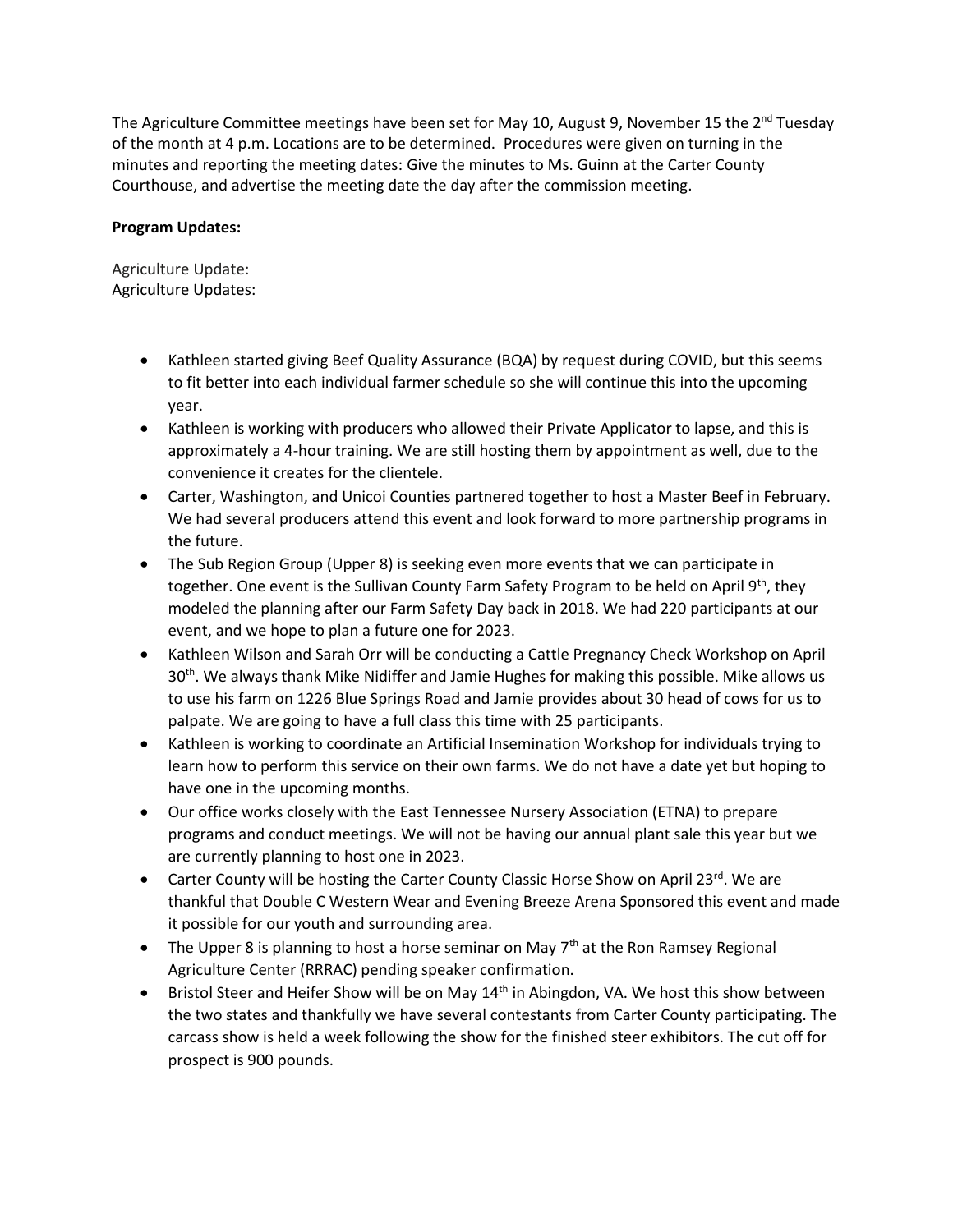The Agriculture Committee meetings have been set for May 10, August 9, November 15 the 2nd Tuesday of the month at 4 p.m. Locations are to be determined. Procedures were given on turning in the minutes and reporting the meeting dates: Give the minutes to Ms. Guinn at the Carter County Courthouse, and advertise the meeting date the day after the commission meeting.

**Program Updates:**

Agriculture Update:
Agriculture Updates:

- Kathleen started giving Beef Quality Assurance (BQA) by request during COVID, but this seems to fit better into each individual farmer schedule so she will continue this into the upcoming year.
- Kathleen is working with producers who allowed their Private Applicator to lapse, and this is approximately a 4-hour training. We are still hosting them by appointment as well, due to the convenience it creates for the clientele.
- Carter, Washington, and Unicoi Counties partnered together to host a Master Beef in February. We had several producers attend this event and look forward to more partnership programs in the future.
- The Sub Region Group (Upper 8) is seeking even more events that we can participate in together. One event is the Sullivan County Farm Safety Program to be held on April 9th, they modeled the planning after our Farm Safety Day back in 2018. We had 220 participants at our event, and we hope to plan a future one for 2023.
- Kathleen Wilson and Sarah Orr will be conducting a Cattle Pregnancy Check Workshop on April 30th. We always thank Mike Nidiffer and Jamie Hughes for making this possible. Mike allows us to use his farm on 1226 Blue Springs Road and Jamie provides about 30 head of cows for us to palpate. We are going to have a full class this time with 25 participants.
- Kathleen is working to coordinate an Artificial Insemination Workshop for individuals trying to learn how to perform this service on their own farms. We do not have a date yet but hoping to have one in the upcoming months.
- Our office works closely with the East Tennessee Nursery Association (ETNA) to prepare programs and conduct meetings. We will not be having our annual plant sale this year but we are currently planning to host one in 2023.
- Carter County will be hosting the Carter County Classic Horse Show on April 23rd. We are thankful that Double C Western Wear and Evening Breeze Arena Sponsored this event and made it possible for our youth and surrounding area.
- The Upper 8 is planning to host a horse seminar on May 7th at the Ron Ramsey Regional Agriculture Center (RRRAC) pending speaker confirmation.
- Bristol Steer and Heifer Show will be on May 14th in Abingdon, VA. We host this show between the two states and thankfully we have several contestants from Carter County participating. The carcass show is held a week following the show for the finished steer exhibitors. The cut off for prospect is 900 pounds.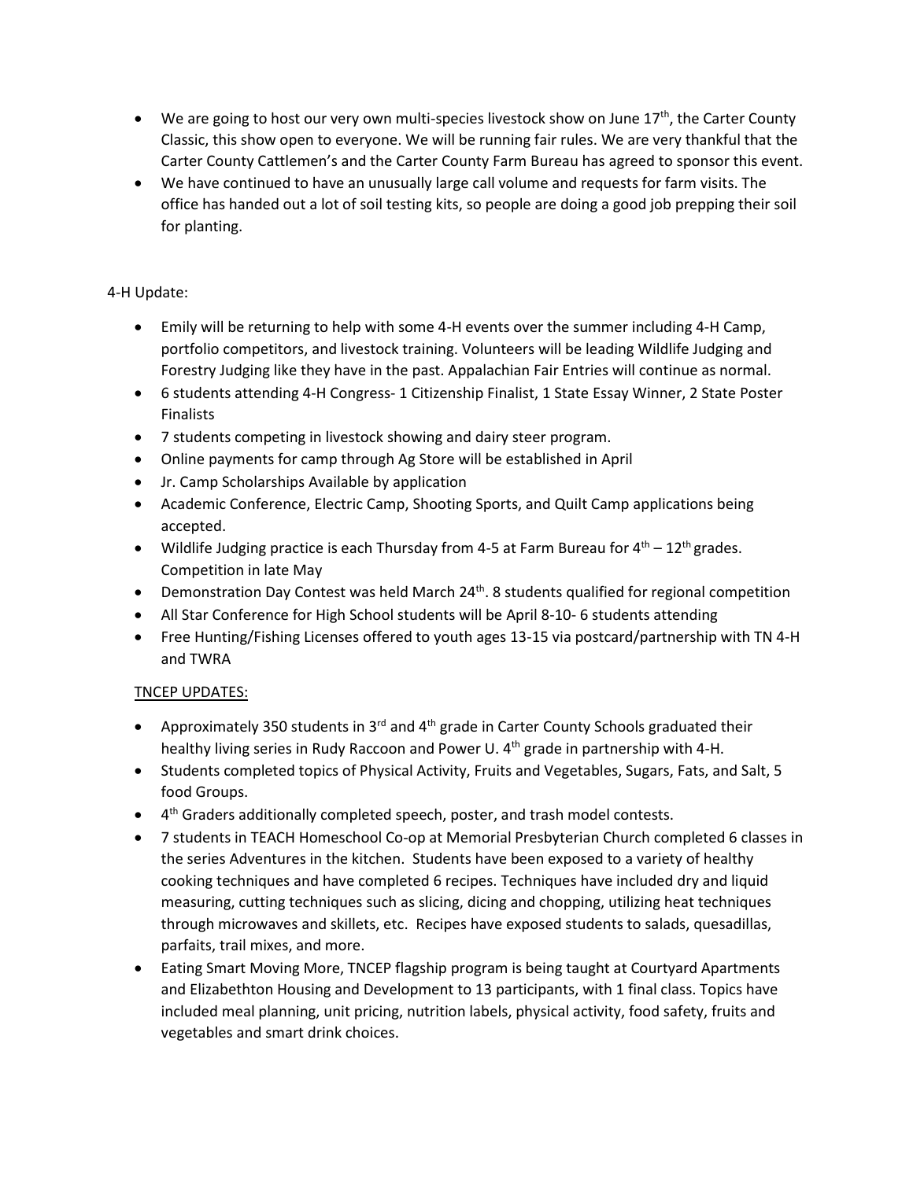- We are going to host our very own multi-species livestock show on June 17th, the Carter County Classic, this show open to everyone. We will be running fair rules. We are very thankful that the Carter County Cattlemen's and the Carter County Farm Bureau has agreed to sponsor this event.
- We have continued to have an unusually large call volume and requests for farm visits. The office has handed out a lot of soil testing kits, so people are doing a good job prepping their soil for planting.

4-H Update:

- Emily will be returning to help with some 4-H events over the summer including 4-H Camp, portfolio competitors, and livestock training. Volunteers will be leading Wildlife Judging and Forestry Judging like they have in the past. Appalachian Fair Entries will continue as normal.
- 6 students attending 4-H Congress- 1 Citizenship Finalist, 1 State Essay Winner, 2 State Poster Finalists
- 7 students competing in livestock showing and dairy steer program.
- Online payments for camp through Ag Store will be established in April
- Jr. Camp Scholarships Available by application
- Academic Conference, Electric Camp, Shooting Sports, and Quilt Camp applications being accepted.
- Wildlife Judging practice is each Thursday from 4-5 at Farm Bureau for 4th – 12th grades. Competition in late May
- Demonstration Day Contest was held March 24th. 8 students qualified for regional competition
- All Star Conference for High School students will be April 8-10- 6 students attending
- Free Hunting/Fishing Licenses offered to youth ages 13-15 via postcard/partnership with TN 4-H and TWRA

<u>TNCEP UPDATES:</u>

- Approximately 350 students in 3rd and 4th grade in Carter County Schools graduated their healthy living series in Rudy Raccoon and Power U. 4th grade in partnership with 4-H.
- Students completed topics of Physical Activity, Fruits and Vegetables, Sugars, Fats, and Salt, 5 food Groups.
- 4th Graders additionally completed speech, poster, and trash model contests.
- 7 students in TEACH Homeschool Co-op at Memorial Presbyterian Church completed 6 classes in the series Adventures in the kitchen. Students have been exposed to a variety of healthy cooking techniques and have completed 6 recipes. Techniques have included dry and liquid measuring, cutting techniques such as slicing, dicing and chopping, utilizing heat techniques through microwaves and skillets, etc. Recipes have exposed students to salads, quesadillas, parfaits, trail mixes, and more.
- Eating Smart Moving More, TNCEP flagship program is being taught at Courtyard Apartments and Elizabethton Housing and Development to 13 participants, with 1 final class. Topics have included meal planning, unit pricing, nutrition labels, physical activity, food safety, fruits and vegetables and smart drink choices.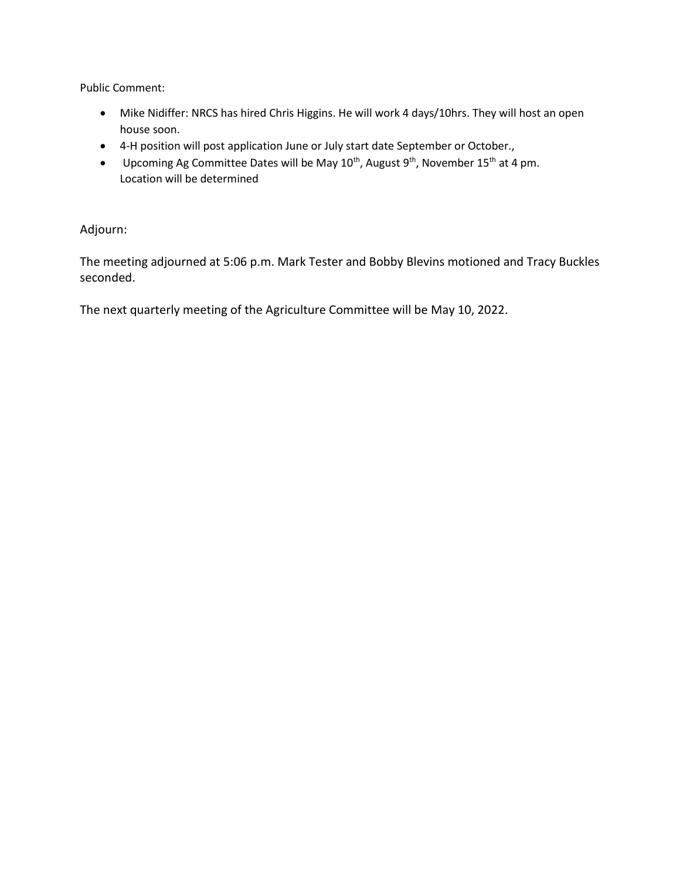Public Comment:

- Mike Nidiffer: NRCS has hired Chris Higgins. He will work 4 days/10hrs. They will host an open house soon.
- 4-H position will post application June or July start date September or October.,
- Upcoming Ag Committee Dates will be May 10th, August 9th, November 15th at 4 pm. Location will be determined

Adjourn:

The meeting adjourned at 5:06 p.m. Mark Tester and Bobby Blevins motioned and Tracy Buckles seconded.

The next quarterly meeting of the Agriculture Committee will be May 10, 2022.